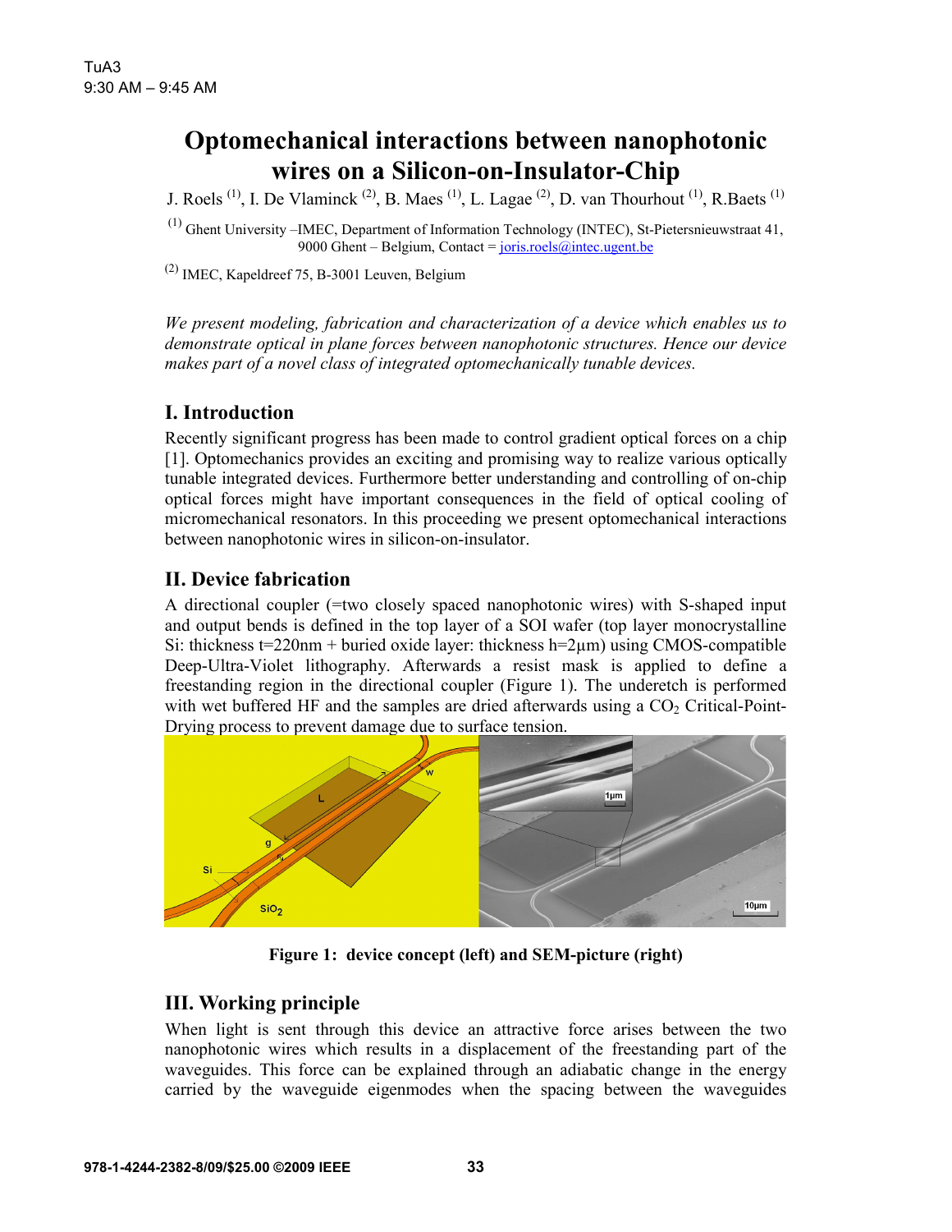# Optomechanical interactions between nanophotonic wires on a Silicon-on-Insulator-Chip

J. Roels [1], I. De Vlaminck [2], B. Maes [1], L. Lagae [2], D. van Thourhout [1], R.Baets [1]

[1] Ghent University –IMEC, Department of Information Technology (INTEC), St-Pietersnieuwstraat 41, 9000 Ghent – Belgium, Contact = joris.roels@intec.ugent.be

[2] IMEC, Kapeldreef 75, B-3001 Leuven, Belgium

*We present modeling, fabrication and characterization of a device which enables us to demonstrate optical in plane forces between nanophotonic structures. Hence our device makes part of a novel class of integrated optomechanically tunable devices.*

## I. Introduction

Recently significant progress has been made to control gradient optical forces on a chip [1]. Optomechanics provides an exciting and promising way to realize various optically tunable integrated devices. Furthermore better understanding and controlling of on-chip optical forces might have important consequences in the field of optical cooling of micromechanical resonators. In this proceeding we present optomechanical interactions between nanophotonic wires in silicon-on-insulator.

## II. Device fabrication

A directional coupler (=two closely spaced nanophotonic wires) with S-shaped input and output bends is defined in the top layer of a SOI wafer (top layer monocrystalline Si: thickness t=220nm + buried oxide layer: thickness h=2µm) using CMOS-compatible Deep-Ultra-Violet lithography. Afterwards a resist mask is applied to define a freestanding region in the directional coupler (Figure 1). The underetch is performed with wet buffered HF and the samples are dried afterwards using a $CO_2$ Critical-Point-Drying process to prevent damage due to surface tension.

**Figure 1: device concept (left) and SEM-picture (right)**

## III. Working principle

When light is sent through this device an attractive force arises between the two nanophotonic wires which results in a displacement of the freestanding part of the waveguides. This force can be explained through an adiabatic change in the energy carried by the waveguide eigenmodes when the spacing between the waveguides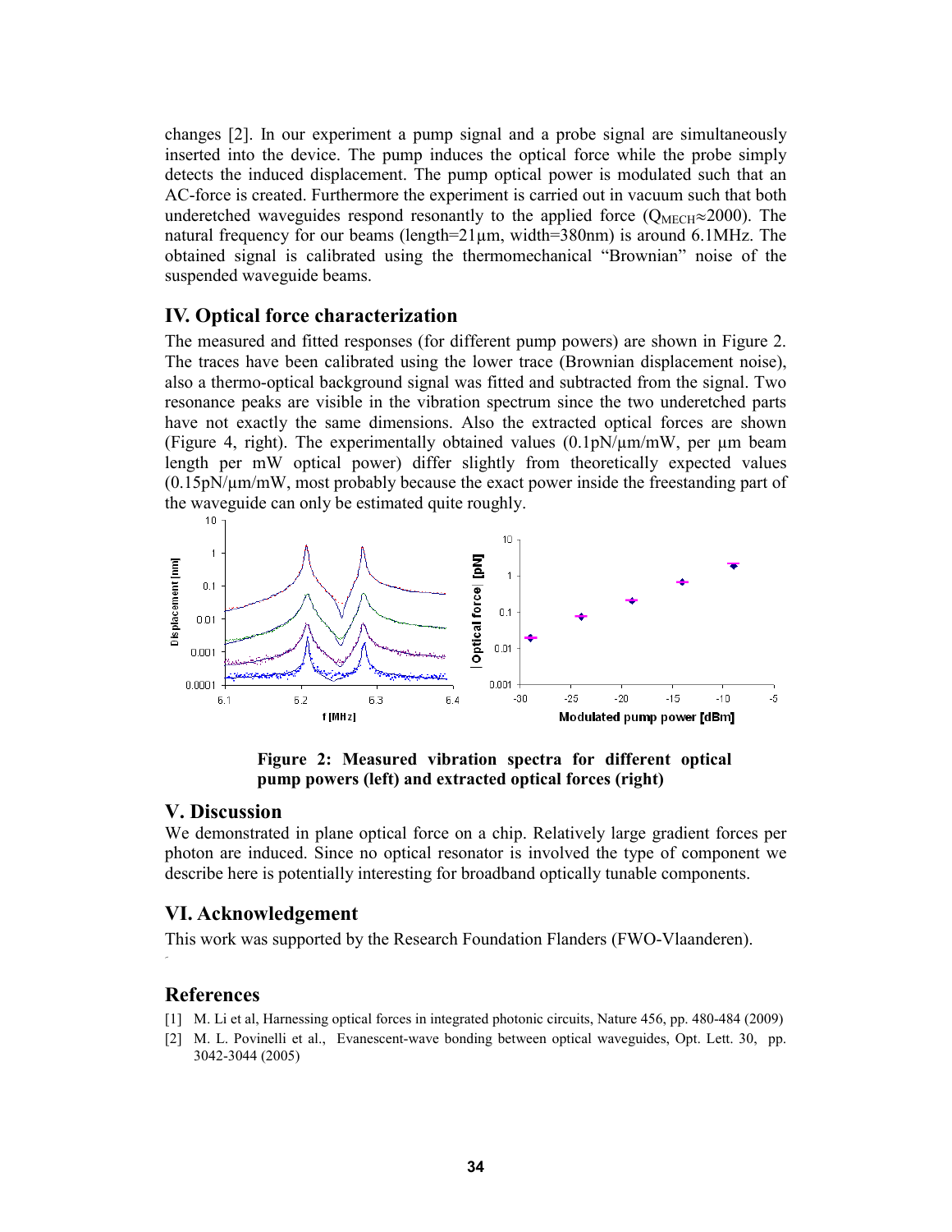changes [2]. In our experiment a pump signal and a probe signal are simultaneously inserted into the device. The pump induces the optical force while the probe simply detects the induced displacement. The pump optical power is modulated such that an AC-force is created. Furthermore the experiment is carried out in vacuum such that both underetched waveguides respond resonantly to the applied force ($Q_{MECH}\approx2000$). The natural frequency for our beams (length=21µm, width=380nm) is around 6.1MHz. The obtained signal is calibrated using the thermomechanical "Brownian" noise of the suspended waveguide beams.

## IV. Optical force characterization

The measured and fitted responses (for different pump powers) are shown in Figure 2. The traces have been calibrated using the lower trace (Brownian displacement noise), also a thermo-optical background signal was fitted and subtracted from the signal. Two resonance peaks are visible in the vibration spectrum since the two underetched parts have not exactly the same dimensions. Also the extracted optical forces are shown (Figure 4, right). The experimentally obtained values (0.1pN/µm/mW, per µm beam length per mW optical power) differ slightly from theoretically expected values (0.15pN/µm/mW, most probably because the exact power inside the freestanding part of the waveguide can only be estimated quite roughly.

Displacement [nm]
10
1
0.1
0.01
0.001
0.0001
6.1
6.2
6.3
6.4
f [MHz]

|Optical force| [pN]
10
1
0.1
0.01
0.001
-30
-25
-20
-15
-10
-5
Modulated pump power [dBm]

**Figure 2: Measured vibration spectra for different optical pump powers (left) and extracted optical forces (right)**

## V. Discussion

We demonstrated in plane optical force on a chip. Relatively large gradient forces per photon are induced. Since no optical resonator is involved the type of component we describe here is potentially interesting for broadband optically tunable components.

## VI. Acknowledgement

This work was supported by the Research Foundation Flanders (FWO-Vlaanderen).

## References

[1] M. Li et al, Harnessing optical forces in integrated photonic circuits, Nature 456, pp. 480-484 (2009)

[2] M. L. Povinelli et al., Evanescent-wave bonding between optical waveguides, Opt. Lett. 30, pp. 3042-3044 (2005)